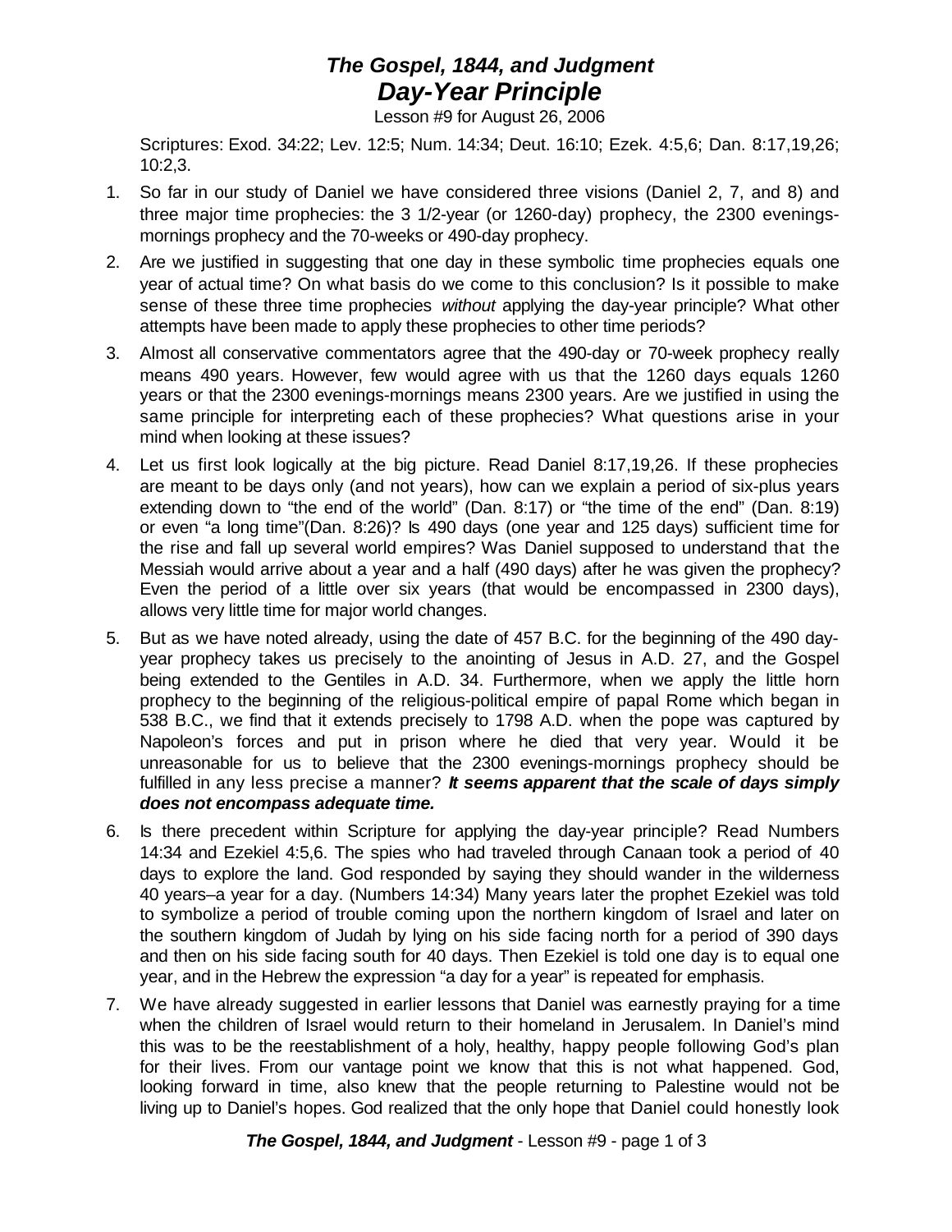# *The Gospel, 1844, and Judgment*
## *Day-Year Principle*

Lesson #9 for August 26, 2006

Scriptures: Exod. 34:22; Lev. 12:5; Num. 14:34; Deut. 16:10; Ezek. 4:5,6; Dan. 8:17,19,26; 10:2,3.

1. So far in our study of Daniel we have considered three visions (Daniel 2, 7, and 8) and three major time prophecies: the 3 1/2-year (or 1260-day) prophecy, the 2300 evenings-mornings prophecy and the 70-weeks or 490-day prophecy.
2. Are we justified in suggesting that one day in these symbolic time prophecies equals one year of actual time? On what basis do we come to this conclusion? Is it possible to make sense of these three time prophecies *without* applying the day-year principle? What other attempts have been made to apply these prophecies to other time periods?
3. Almost all conservative commentators agree that the 490-day or 70-week prophecy really means 490 years. However, few would agree with us that the 1260 days equals 1260 years or that the 2300 evenings-mornings means 2300 years. Are we justified in using the same principle for interpreting each of these prophecies? What questions arise in your mind when looking at these issues?
4. Let us first look logically at the big picture. Read Daniel 8:17,19,26. If these prophecies are meant to be days only (and not years), how can we explain a period of six-plus years extending down to "the end of the world" (Dan. 8:17) or "the time of the end" (Dan. 8:19) or even "a long time"(Dan. 8:26)? Is 490 days (one year and 125 days) sufficient time for the rise and fall up several world empires? Was Daniel supposed to understand that the Messiah would arrive about a year and a half (490 days) after he was given the prophecy? Even the period of a little over six years (that would be encompassed in 2300 days), allows very little time for major world changes.
5. But as we have noted already, using the date of 457 B.C. for the beginning of the 490 day-year prophecy takes us precisely to the anointing of Jesus in A.D. 27, and the Gospel being extended to the Gentiles in A.D. 34. Furthermore, when we apply the little horn prophecy to the beginning of the religious-political empire of papal Rome which began in 538 B.C., we find that it extends precisely to 1798 A.D. when the pope was captured by Napoleon's forces and put in prison where he died that very year. Would it be unreasonable for us to believe that the 2300 evenings-mornings prophecy should be fulfilled in any less precise a manner? ***It seems apparent that the scale of days simply does not encompass adequate time.***
6. Is there precedent within Scripture for applying the day-year principle? Read Numbers 14:34 and Ezekiel 4:5,6. The spies who had traveled through Canaan took a period of 40 days to explore the land. God responded by saying they should wander in the wilderness 40 years–a year for a day. (Numbers 14:34) Many years later the prophet Ezekiel was told to symbolize a period of trouble coming upon the northern kingdom of Israel and later on the southern kingdom of Judah by lying on his side facing north for a period of 390 days and then on his side facing south for 40 days. Then Ezekiel is told one day is to equal one year, and in the Hebrew the expression "a day for a year" is repeated for emphasis.
7. We have already suggested in earlier lessons that Daniel was earnestly praying for a time when the children of Israel would return to their homeland in Jerusalem. In Daniel's mind this was to be the reestablishment of a holy, healthy, happy people following God's plan for their lives. From our vantage point we know that this is not what happened. God, looking forward in time, also knew that the people returning to Palestine would not be living up to Daniel's hopes. God realized that the only hope that Daniel could honestly look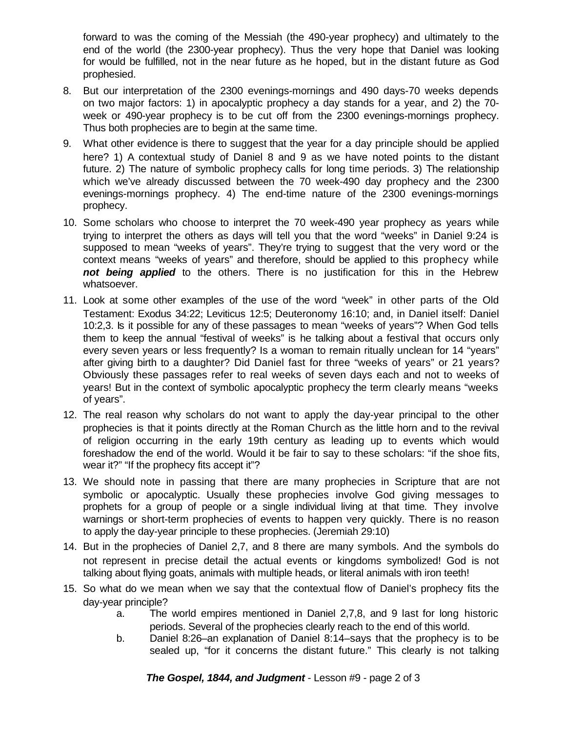forward to was the coming of the Messiah (the 490-year prophecy) and ultimately to the end of the world (the 2300-year prophecy). Thus the very hope that Daniel was looking for would be fulfilled, not in the near future as he hoped, but in the distant future as God prophesied.

8. But our interpretation of the 2300 evenings-mornings and 490 days-70 weeks depends on two major factors: 1) in apocalyptic prophecy a day stands for a year, and 2) the 70-week or 490-year prophecy is to be cut off from the 2300 evenings-mornings prophecy. Thus both prophecies are to begin at the same time.
9. What other evidence is there to suggest that the year for a day principle should be applied here? 1) A contextual study of Daniel 8 and 9 as we have noted points to the distant future. 2) The nature of symbolic prophecy calls for long time periods. 3) The relationship which we've already discussed between the 70 week-490 day prophecy and the 2300 evenings-mornings prophecy. 4) The end-time nature of the 2300 evenings-mornings prophecy.
10. Some scholars who choose to interpret the 70 week-490 year prophecy as years while trying to interpret the others as days will tell you that the word "weeks" in Daniel 9:24 is supposed to mean "weeks of years". They're trying to suggest that the very word or the context means "weeks of years" and therefore, should be applied to this prophecy while ***not being applied*** to the others. There is no justification for this in the Hebrew whatsoever.
11. Look at some other examples of the use of the word "week" in other parts of the Old Testament: Exodus 34:22; Leviticus 12:5; Deuteronomy 16:10; and, in Daniel itself: Daniel 10:2,3. Is it possible for any of these passages to mean "weeks of years"? When God tells them to keep the annual "festival of weeks" is he talking about a festival that occurs only every seven years or less frequently? Is a woman to remain ritually unclean for 14 "years" after giving birth to a daughter? Did Daniel fast for three "weeks of years" or 21 years? Obviously these passages refer to real weeks of seven days each and not to weeks of years! But in the context of symbolic apocalyptic prophecy the term clearly means "weeks of years".
12. The real reason why scholars do not want to apply the day-year principal to the other prophecies is that it points directly at the Roman Church as the little horn and to the revival of religion occurring in the early 19th century as leading up to events which would foreshadow the end of the world. Would it be fair to say to these scholars: "if the shoe fits, wear it?" "If the prophecy fits accept it"?
13. We should note in passing that there are many prophecies in Scripture that are not symbolic or apocalyptic. Usually these prophecies involve God giving messages to prophets for a group of people or a single individual living at that time. They involve warnings or short-term prophecies of events to happen very quickly. There is no reason to apply the day-year principle to these prophecies. (Jeremiah 29:10)
14. But in the prophecies of Daniel 2,7, and 8 there are many symbols. And the symbols do not represent in precise detail the actual events or kingdoms symbolized! God is not talking about flying goats, animals with multiple heads, or literal animals with iron teeth!
15. So what do we mean when we say that the contextual flow of Daniel's prophecy fits the day-year principle?
    a. The world empires mentioned in Daniel 2,7,8, and 9 last for long historic periods. Several of the prophecies clearly reach to the end of this world.
    b. Daniel 8:26–an explanation of Daniel 8:14–says that the prophecy is to be sealed up, "for it concerns the distant future." This clearly is not talking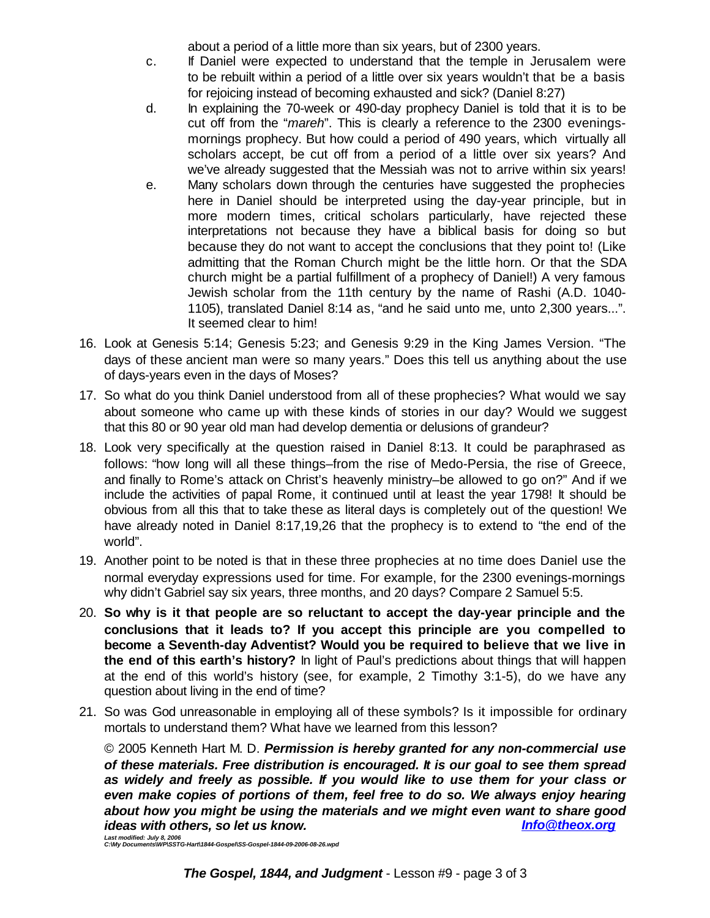about a period of a little more than six years, but of 2300 years.

c. If Daniel were expected to understand that the temple in Jerusalem were to be rebuilt within a period of a little over six years wouldn't that be a basis for rejoicing instead of becoming exhausted and sick? (Daniel 8:27)

d. In explaining the 70-week or 490-day prophecy Daniel is told that it is to be cut off from the "*mareh*". This is clearly a reference to the 2300 evenings-mornings prophecy. But how could a period of 490 years, which virtually all scholars accept, be cut off from a period of a little over six years? And we've already suggested that the Messiah was not to arrive within six years!

e. Many scholars down through the centuries have suggested the prophecies here in Daniel should be interpreted using the day-year principle, but in more modern times, critical scholars particularly, have rejected these interpretations not because they have a biblical basis for doing so but because they do not want to accept the conclusions that they point to! (Like admitting that the Roman Church might be the little horn. Or that the SDA church might be a partial fulfillment of a prophecy of Daniel!) A very famous Jewish scholar from the 11th century by the name of Rashi (A.D. 1040-1105), translated Daniel 8:14 as, "and he said unto me, unto 2,300 years...". It seemed clear to him!

16. Look at Genesis 5:14; Genesis 5:23; and Genesis 9:29 in the King James Version. "The days of these ancient man were so many years." Does this tell us anything about the use of days-years even in the days of Moses?

17. So what do you think Daniel understood from all of these prophecies? What would we say about someone who came up with these kinds of stories in our day? Would we suggest that this 80 or 90 year old man had develop dementia or delusions of grandeur?

18. Look very specifically at the question raised in Daniel 8:13. It could be paraphrased as follows: "how long will all these things–from the rise of Medo-Persia, the rise of Greece, and finally to Rome's attack on Christ's heavenly ministry–be allowed to go on?" And if we include the activities of papal Rome, it continued until at least the year 1798! It should be obvious from all this that to take these as literal days is completely out of the question! We have already noted in Daniel 8:17,19,26 that the prophecy is to extend to "the end of the world".

19. Another point to be noted is that in these three prophecies at no time does Daniel use the normal everyday expressions used for time. For example, for the 2300 evenings-mornings why didn't Gabriel say six years, three months, and 20 days? Compare 2 Samuel 5:5.

20. **So why is it that people are so reluctant to accept the day-year principle and the conclusions that it leads to? If you accept this principle are you compelled to become a Seventh-day Adventist? Would you be required to believe that we live in the end of this earth's history?** In light of Paul's predictions about things that will happen at the end of this world's history (see, for example, 2 Timothy 3:1-5), do we have any question about living in the end of time?

21. So was God unreasonable in employing all of these symbols? Is it impossible for ordinary mortals to understand them? What have we learned from this lesson?

© 2005 Kenneth Hart M. D. ***Permission is hereby granted for any non-commercial use of these materials. Free distribution is encouraged. It is our goal to see them spread as widely and freely as possible. If you would like to use them for your class or even make copies of portions of them, feel free to do so. We always enjoy hearing about how you might be using the materials and we might even want to share good ideas with others, so let us know.*** ***Info@theox.org***

***Last modified: July 8, 2006***
***C:\My Documents\WP\SSTG-Hart\1844-Gospel\SS-Gospel-1844-09-2006-08-26.wpd***